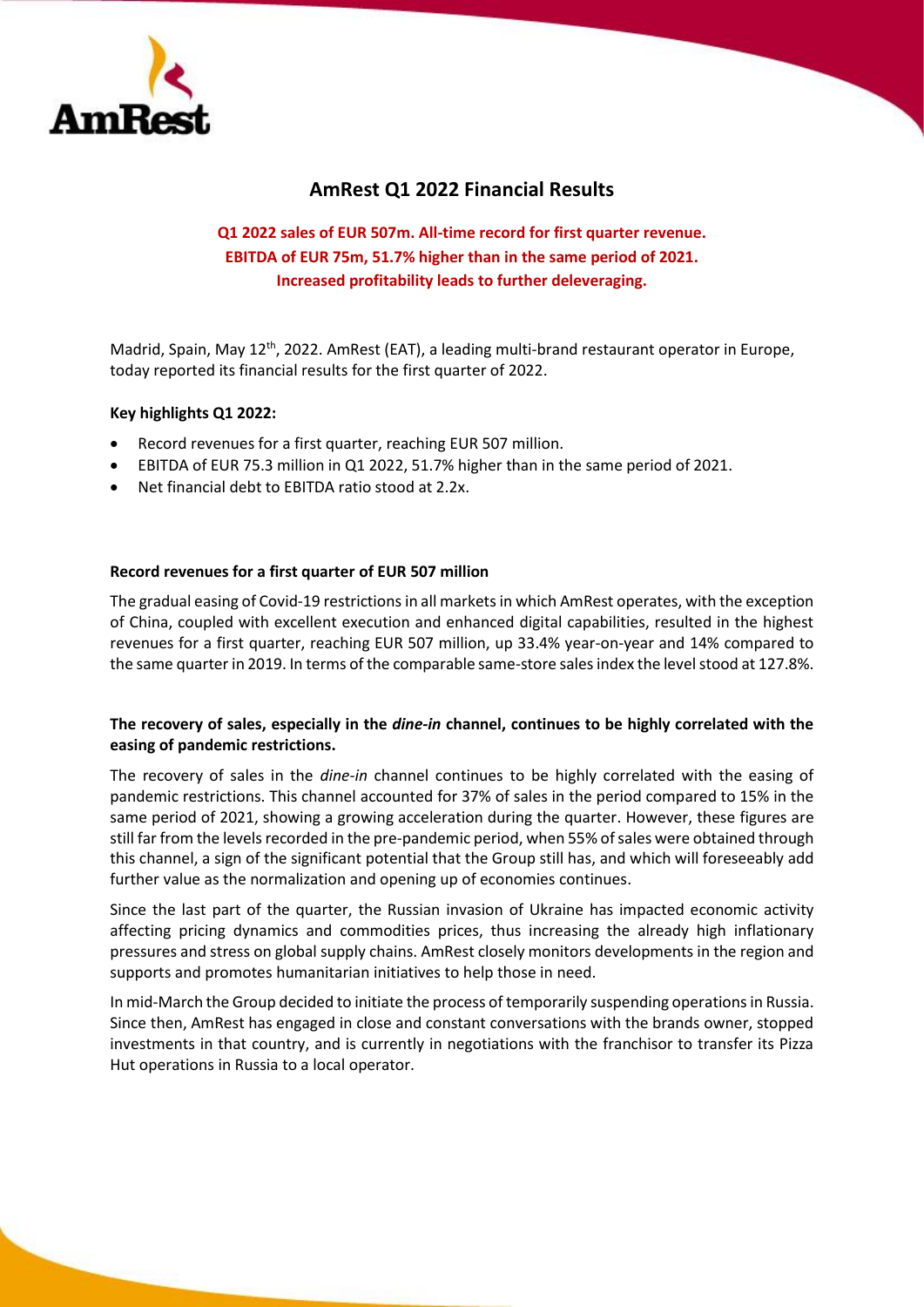# AmRest Q1 2022 Financial Results

**Q1 2022 sales of EUR 507m. All-time record for first quarter revenue.**
**EBITDA of EUR 75m, 51.7% higher than in the same period of 2021.**
**Increased profitability leads to further deleveraging.**

Madrid, Spain, May 12th, 2022. AmRest (EAT), a leading multi-brand restaurant operator in Europe, today reported its financial results for the first quarter of 2022.

**Key highlights Q1 2022:**

- Record revenues for a first quarter, reaching EUR 507 million.
- EBITDA of EUR 75.3 million in Q1 2022, 51.7% higher than in the same period of 2021.
- Net financial debt to EBITDA ratio stood at 2.2x.

### Record revenues for a first quarter of EUR 507 million

The gradual easing of Covid-19 restrictions in all markets in which AmRest operates, with the exception of China, coupled with excellent execution and enhanced digital capabilities, resulted in the highest revenues for a first quarter, reaching EUR 507 million, up 33.4% year-on-year and 14% compared to the same quarter in 2019. In terms of the comparable same-store sales index the level stood at 127.8%.

### The recovery of sales, especially in the *dine-in* channel, continues to be highly correlated with the easing of pandemic restrictions.

The recovery of sales in the *dine-in* channel continues to be highly correlated with the easing of pandemic restrictions. This channel accounted for 37% of sales in the period compared to 15% in the same period of 2021, showing a growing acceleration during the quarter. However, these figures are still far from the levels recorded in the pre-pandemic period, when 55% of sales were obtained through this channel, a sign of the significant potential that the Group still has, and which will foreseeably add further value as the normalization and opening up of economies continues.

Since the last part of the quarter, the Russian invasion of Ukraine has impacted economic activity affecting pricing dynamics and commodities prices, thus increasing the already high inflationary pressures and stress on global supply chains. AmRest closely monitors developments in the region and supports and promotes humanitarian initiatives to help those in need.

In mid-March the Group decided to initiate the process of temporarily suspending operations in Russia. Since then, AmRest has engaged in close and constant conversations with the brands owner, stopped investments in that country, and is currently in negotiations with the franchisor to transfer its Pizza Hut operations in Russia to a local operator.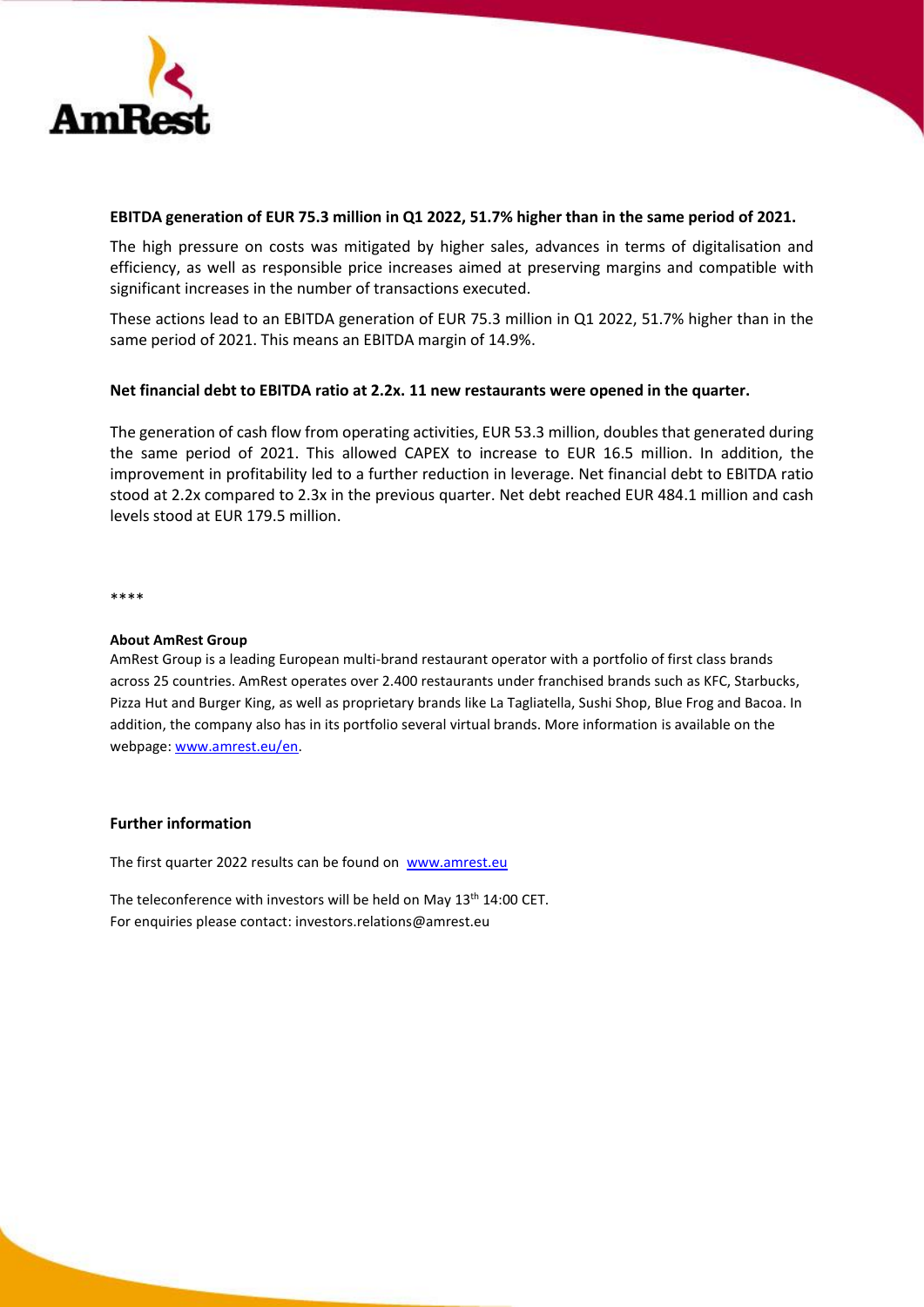**EBITDA generation of EUR 75.3 million in Q1 2022, 51.7% higher than in the same period of 2021.**

The high pressure on costs was mitigated by higher sales, advances in terms of digitalisation and efficiency, as well as responsible price increases aimed at preserving margins and compatible with significant increases in the number of transactions executed.

These actions lead to an EBITDA generation of EUR 75.3 million in Q1 2022, 51.7% higher than in the same period of 2021. This means an EBITDA margin of 14.9%.

**Net financial debt to EBITDA ratio at 2.2x. 11 new restaurants were opened in the quarter.**

The generation of cash flow from operating activities, EUR 53.3 million, doubles that generated during the same period of 2021. This allowed CAPEX to increase to EUR 16.5 million. In addition, the improvement in profitability led to a further reduction in leverage. Net financial debt to EBITDA ratio stood at 2.2x compared to 2.3x in the previous quarter. Net debt reached EUR 484.1 million and cash levels stood at EUR 179.5 million.

****

**About AmRest Group**

AmRest Group is a leading European multi-brand restaurant operator with a portfolio of first class brands across 25 countries. AmRest operates over 2.400 restaurants under franchised brands such as KFC, Starbucks, Pizza Hut and Burger King, as well as proprietary brands like La Tagliatella, Sushi Shop, Blue Frog and Bacoa. In addition, the company also has in its portfolio several virtual brands. More information is available on the webpage: [www.amrest.eu/en](www.amrest.eu/en).

**Further information**

The first quarter 2022 results can be found on [www.amrest.eu](www.amrest.eu)

The teleconference with investors will be held on May 13th 14:00 CET.
For enquiries please contact: investors.relations@amrest.eu